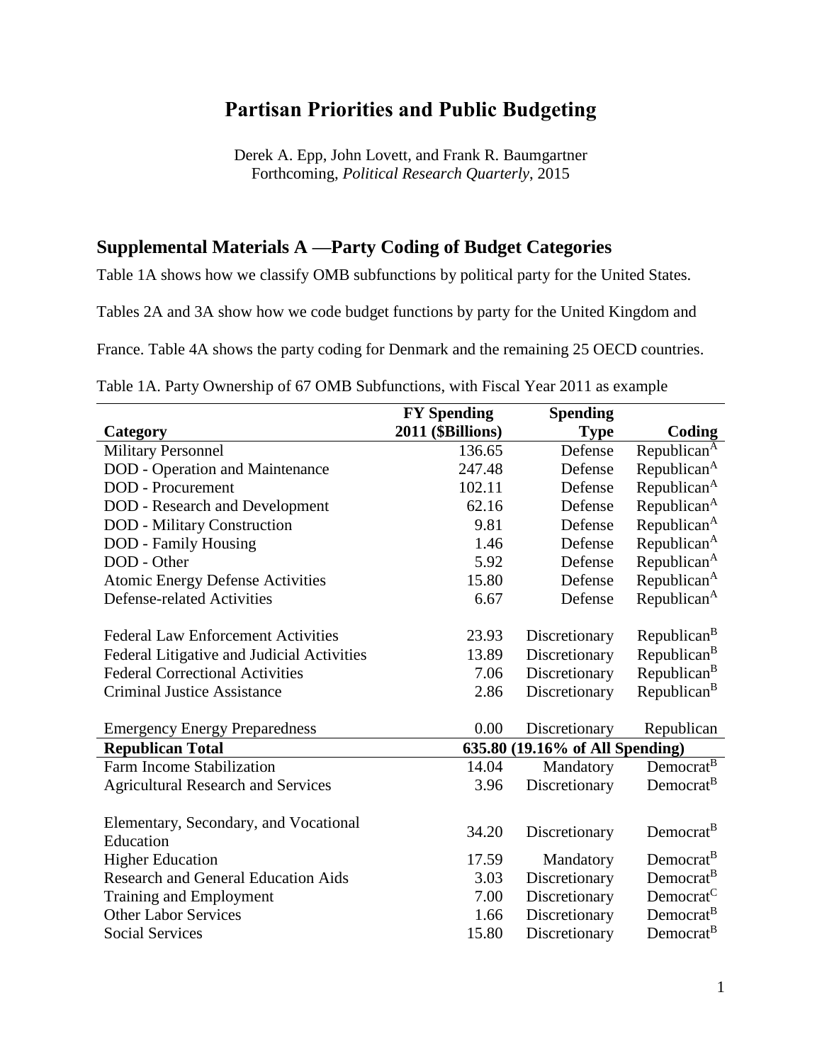# Partisan Priorities and Public Budgeting

Derek A. Epp, John Lovett, and Frank R. Baumgartner
Forthcoming, *Political Research Quarterly*, 2015

## Supplemental Materials A —Party Coding of Budget Categories

Table 1A shows how we classify OMB subfunctions by political party for the United States.

Tables 2A and 3A show how we code budget functions by party for the United Kingdom and France. Table 4A shows the party coding for Denmark and the remaining 25 OECD countries.

Table 1A. Party Ownership of 67 OMB Subfunctions, with Fiscal Year 2011 as example

| Category | FY Spending 2011 ($Billions) | Spending Type | Coding |
|---|---|---|---|
| Military Personnel | 136.65 | Defense | Republican[A] |
| DOD - Operation and Maintenance | 247.48 | Defense | Republican[A] |
| DOD - Procurement | 102.11 | Defense | Republican[A] |
| DOD - Research and Development | 62.16 | Defense | Republican[A] |
| DOD - Military Construction | 9.81 | Defense | Republican[A] |
| DOD - Family Housing | 1.46 | Defense | Republican[A] |
| DOD - Other | 5.92 | Defense | Republican[A] |
| Atomic Energy Defense Activities | 15.80 | Defense | Republican[A] |
| Defense-related Activities | 6.67 | Defense | Republican[A] |
| Federal Law Enforcement Activities | 23.93 | Discretionary | Republican[B] |
| Federal Litigative and Judicial Activities | 13.89 | Discretionary | Republican[B] |
| Federal Correctional Activities | 7.06 | Discretionary | Republican[B] |
| Criminal Justice Assistance | 2.86 | Discretionary | Republican[B] |
| Emergency Energy Preparedness | 0.00 | Discretionary | Republican |
| **Republican Total** | **635.80 (19.16% of All Spending)** | | |
| Farm Income Stabilization | 14.04 | Mandatory | Democrat[B] |
| Agricultural Research and Services | 3.96 | Discretionary | Democrat[B] |
| Elementary, Secondary, and Vocational Education | 34.20 | Discretionary | Democrat[B] |
| Higher Education | 17.59 | Mandatory | Democrat[B] |
| Research and General Education Aids | 3.03 | Discretionary | Democrat[B] |
| Training and Employment | 7.00 | Discretionary | Democrat[C] |
| Other Labor Services | 1.66 | Discretionary | Democrat[B] |
| Social Services | 15.80 | Discretionary | Democrat[B] |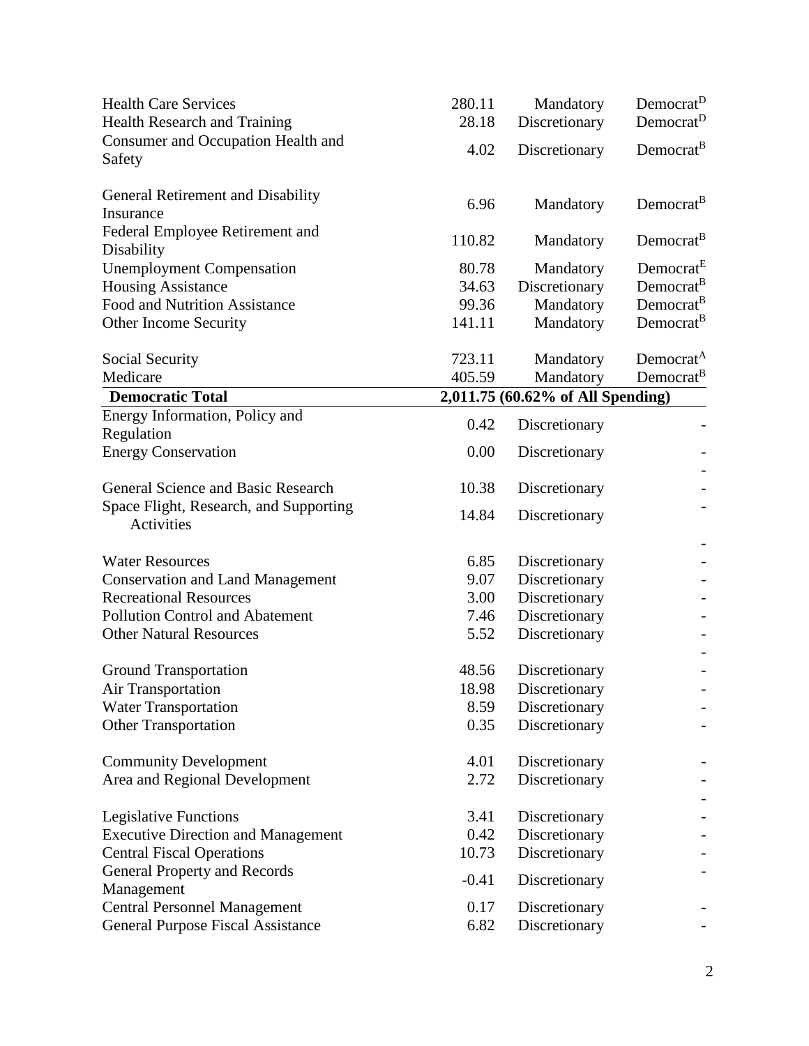| | | | |
|---|---|---|---|
| Health Care Services | 280.11 | Mandatory | Democrat[D] |
| Health Research and Training | 28.18 | Discretionary | Democrat[D] |
| Consumer and Occupation Health and Safety | 4.02 | Discretionary | Democrat[B] |
| General Retirement and Disability Insurance | 6.96 | Mandatory | Democrat[B] |
| Federal Employee Retirement and Disability | 110.82 | Mandatory | Democrat[B] |
| Unemployment Compensation | 80.78 | Mandatory | Democrat[E] |
| Housing Assistance | 34.63 | Discretionary | Democrat[B] |
| Food and Nutrition Assistance | 99.36 | Mandatory | Democrat[B] |
| Other Income Security | 141.11 | Mandatory | Democrat[B] |
| Social Security | 723.11 | Mandatory | Democrat[A] |
| Medicare | 405.59 | Mandatory | Democrat[B] |
| **Democratic Total** | **2,011.75 (60.62% of All Spending)** | | |
| Energy Information, Policy and Regulation | 0.42 | Discretionary | - |
| Energy Conservation | 0.00 | Discretionary | - |
| | | | - |
| General Science and Basic Research | 10.38 | Discretionary | - |
| Space Flight, Research, and Supporting Activities | 14.84 | Discretionary | - |
| | | | - |
| Water Resources | 6.85 | Discretionary | - |
| Conservation and Land Management | 9.07 | Discretionary | - |
| Recreational Resources | 3.00 | Discretionary | - |
| Pollution Control and Abatement | 7.46 | Discretionary | - |
| Other Natural Resources | 5.52 | Discretionary | - |
| | | | - |
| Ground Transportation | 48.56 | Discretionary | - |
| Air Transportation | 18.98 | Discretionary | - |
| Water Transportation | 8.59 | Discretionary | - |
| Other Transportation | 0.35 | Discretionary | - |
| Community Development | 4.01 | Discretionary | - |
| Area and Regional Development | 2.72 | Discretionary | - |
| | | | - |
| Legislative Functions | 3.41 | Discretionary | - |
| Executive Direction and Management | 0.42 | Discretionary | - |
| Central Fiscal Operations | 10.73 | Discretionary | - |
| General Property and Records Management | -0.41 | Discretionary | - |
| Central Personnel Management | 0.17 | Discretionary | - |
| General Purpose Fiscal Assistance | 6.82 | Discretionary | - |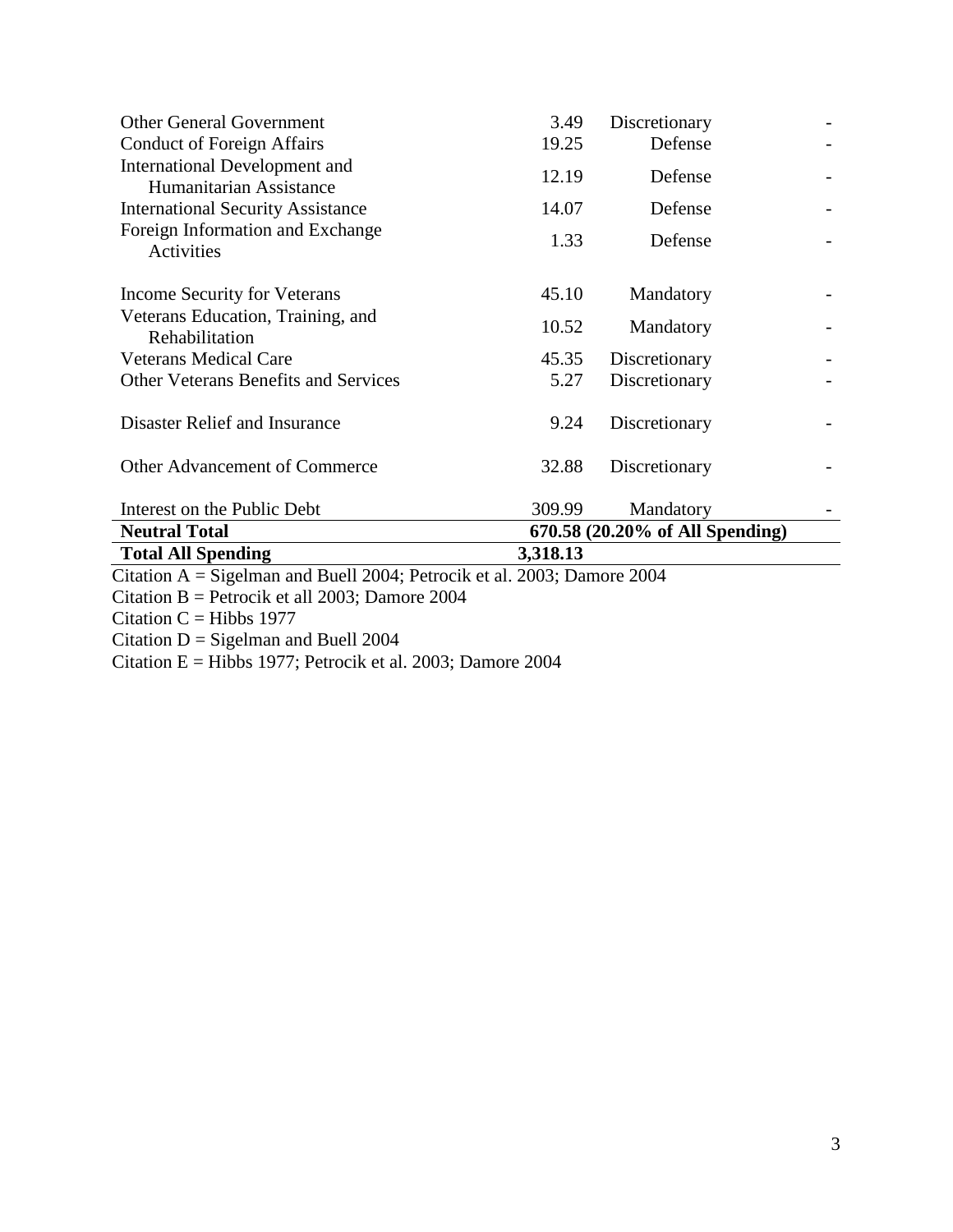| | | | |
|---|---|---|---|
| Other General Government | 3.49 | Discretionary | - |
| Conduct of Foreign Affairs | 19.25 | Defense | - |
| International Development and Humanitarian Assistance | 12.19 | Defense | - |
| International Security Assistance | 14.07 | Defense | - |
| Foreign Information and Exchange Activities | 1.33 | Defense | - |
| Income Security for Veterans | 45.10 | Mandatory | - |
| Veterans Education, Training, and Rehabilitation | 10.52 | Mandatory | - |
| Veterans Medical Care | 45.35 | Discretionary | - |
| Other Veterans Benefits and Services | 5.27 | Discretionary | - |
| Disaster Relief and Insurance | 9.24 | Discretionary | - |
| Other Advancement of Commerce | 32.88 | Discretionary | - |
| Interest on the Public Debt | 309.99 | Mandatory | - |
| **Neutral Total** | **670.58 (20.20% of All Spending)** | | |
| **Total All Spending** | **3,318.13** | | |

Citation A = Sigelman and Buell 2004; Petrocik et al. 2003; Damore 2004
Citation B = Petrocik et all 2003; Damore 2004
Citation C = Hibbs 1977
Citation D = Sigelman and Buell 2004
Citation E = Hibbs 1977; Petrocik et al. 2003; Damore 2004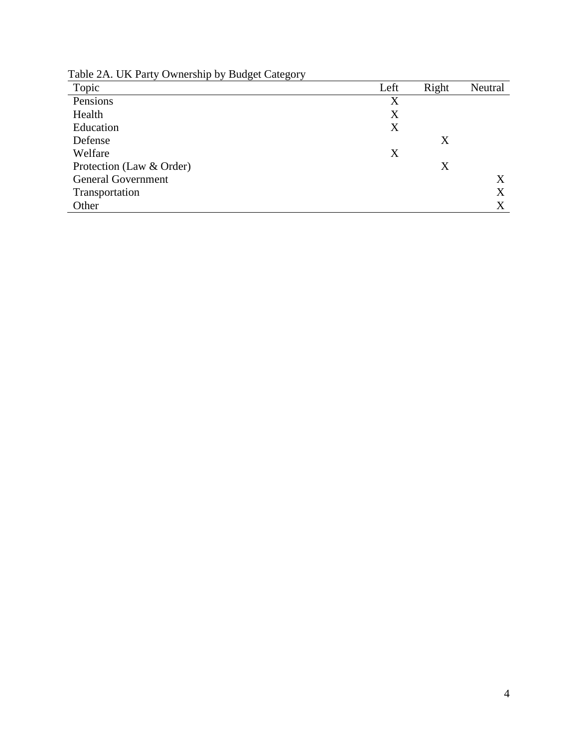Table 2A. UK Party Ownership by Budget Category

| Topic | Left | Right | Neutral |
|---|---|---|---|
| Pensions | X | | |
| Health | X | | |
| Education | X | | |
| Defense | | X | |
| Welfare | X | | |
| Protection (Law & Order) | | X | |
| General Government | | | X |
| Transportation | | | X |
| Other | | | X |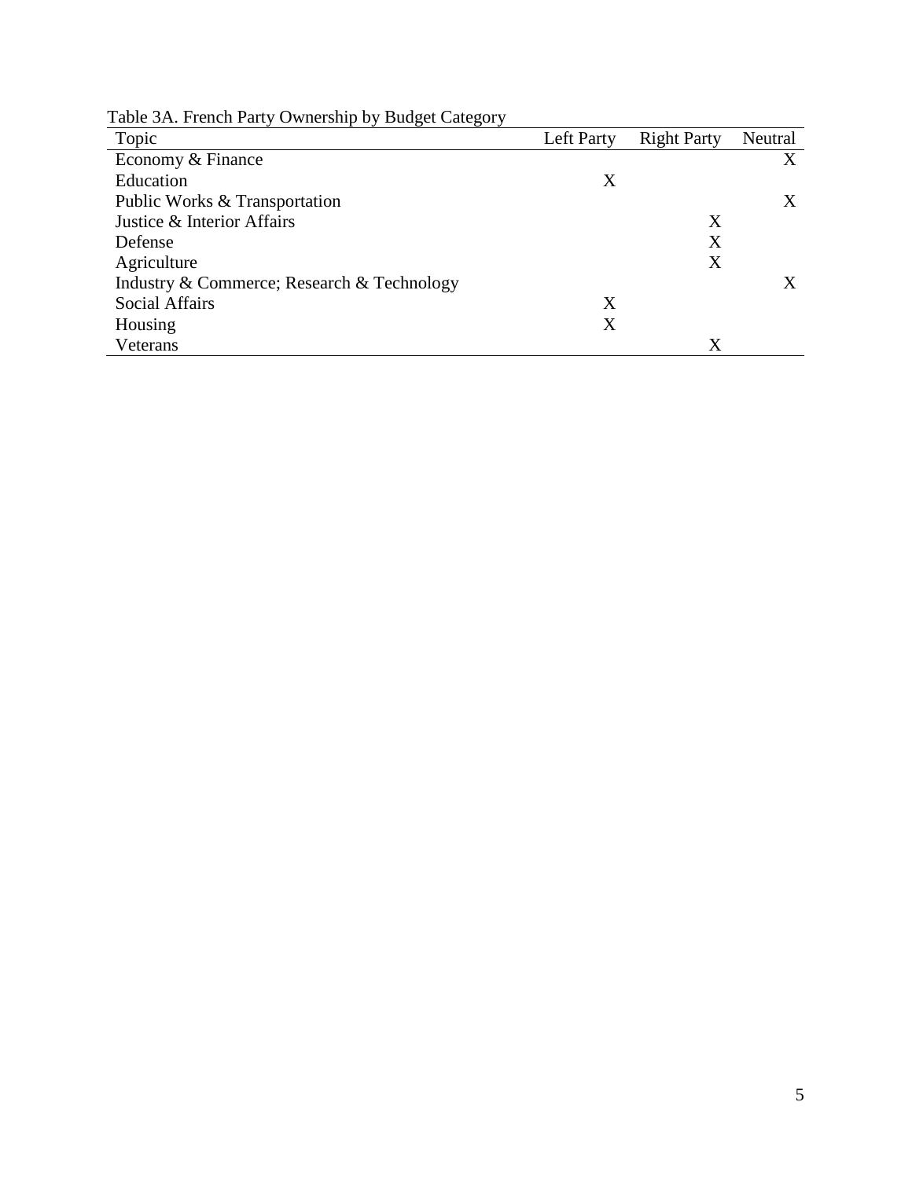Table 3A. French Party Ownership by Budget Category

| Topic | Left Party | Right Party | Neutral |
|---|---|---|---|
| Economy & Finance | | | X |
| Education | X | | |
| Public Works & Transportation | | | X |
| Justice & Interior Affairs | | X | |
| Defense | | X | |
| Agriculture | | X | |
| Industry & Commerce; Research & Technology | | | X |
| Social Affairs | X | | |
| Housing | X | | |
| Veterans | | X | |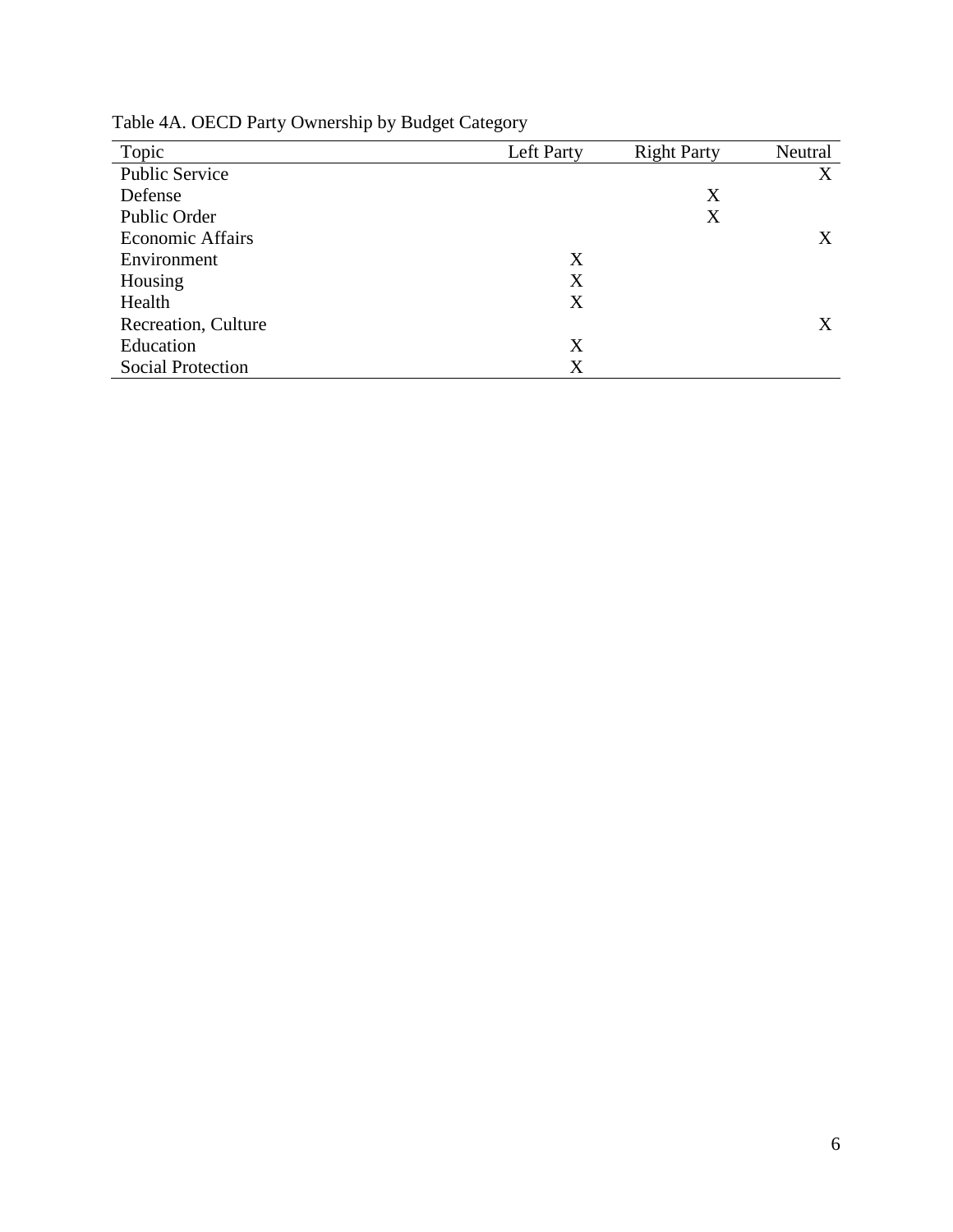Table 4A. OECD Party Ownership by Budget Category

| Topic | Left Party | Right Party | Neutral |
|---|---|---|---|
| Public Service | | | X |
| Defense | | X | |
| Public Order | | X | |
| Economic Affairs | | | X |
| Environment | X | | |
| Housing | X | | |
| Health | X | | |
| Recreation, Culture | | | X |
| Education | X | | |
| Social Protection | X | | |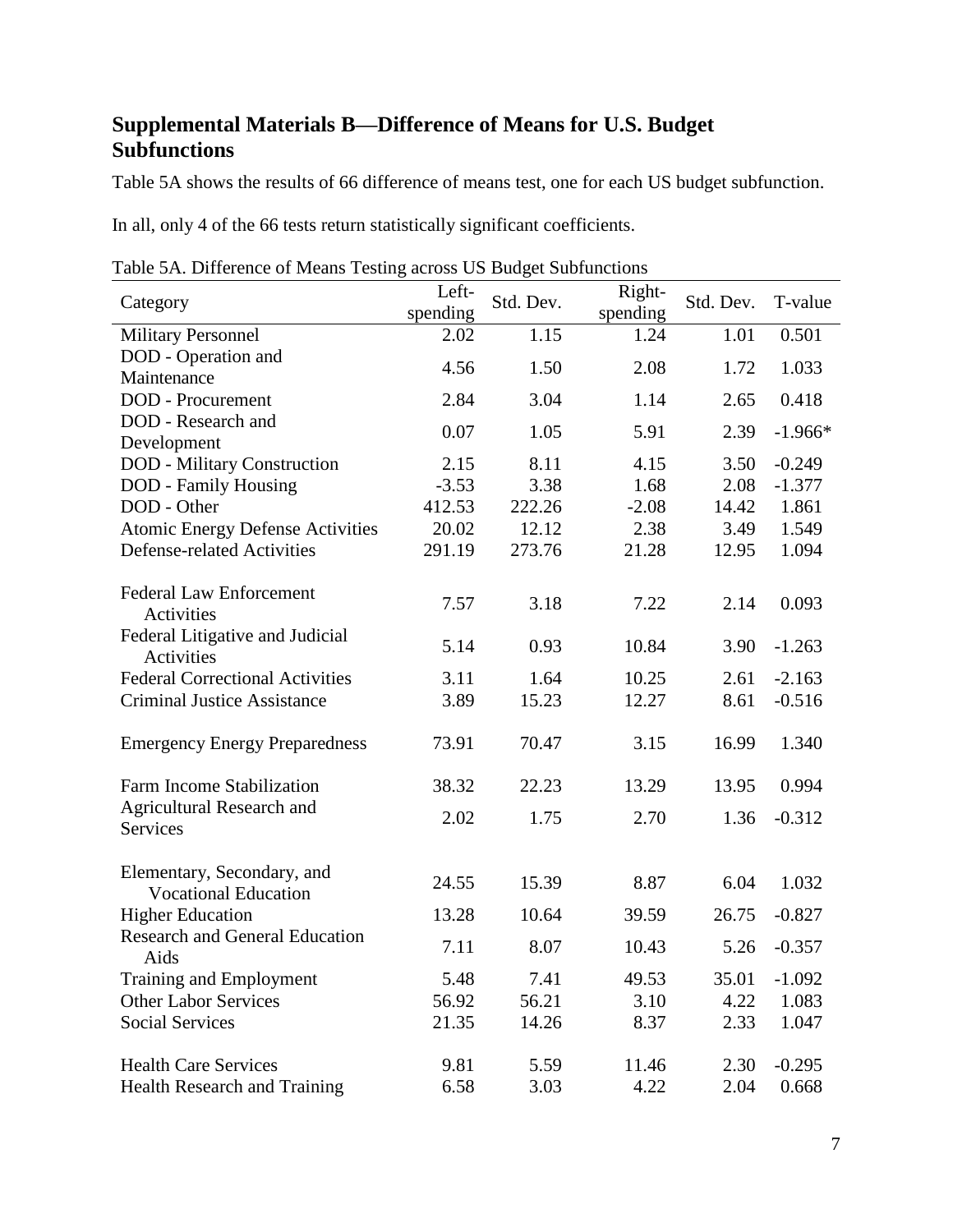## Supplemental Materials B—Difference of Means for U.S. Budget Subfunctions

Table 5A shows the results of 66 difference of means test, one for each US budget subfunction.

In all, only 4 of the 66 tests return statistically significant coefficients.

Table 5A. Difference of Means Testing across US Budget Subfunctions

| Category | Left-spending | Std. Dev. | Right-spending | Std. Dev. | T-value |
|---|---|---|---|---|---|
| Military Personnel | 2.02 | 1.15 | 1.24 | 1.01 | 0.501 |
| DOD - Operation and Maintenance | 4.56 | 1.50 | 2.08 | 1.72 | 1.033 |
| DOD - Procurement | 2.84 | 3.04 | 1.14 | 2.65 | 0.418 |
| DOD - Research and Development | 0.07 | 1.05 | 5.91 | 2.39 | -1.966* |
| DOD - Military Construction | 2.15 | 8.11 | 4.15 | 3.50 | -0.249 |
| DOD - Family Housing | -3.53 | 3.38 | 1.68 | 2.08 | -1.377 |
| DOD - Other | 412.53 | 222.26 | -2.08 | 14.42 | 1.861 |
| Atomic Energy Defense Activities | 20.02 | 12.12 | 2.38 | 3.49 | 1.549 |
| Defense-related Activities | 291.19 | 273.76 | 21.28 | 12.95 | 1.094 |
| Federal Law Enforcement Activities | 7.57 | 3.18 | 7.22 | 2.14 | 0.093 |
| Federal Litigative and Judicial Activities | 5.14 | 0.93 | 10.84 | 3.90 | -1.263 |
| Federal Correctional Activities | 3.11 | 1.64 | 10.25 | 2.61 | -2.163 |
| Criminal Justice Assistance | 3.89 | 15.23 | 12.27 | 8.61 | -0.516 |
| Emergency Energy Preparedness | 73.91 | 70.47 | 3.15 | 16.99 | 1.340 |
| Farm Income Stabilization | 38.32 | 22.23 | 13.29 | 13.95 | 0.994 |
| Agricultural Research and Services | 2.02 | 1.75 | 2.70 | 1.36 | -0.312 |
| Elementary, Secondary, and Vocational Education | 24.55 | 15.39 | 8.87 | 6.04 | 1.032 |
| Higher Education | 13.28 | 10.64 | 39.59 | 26.75 | -0.827 |
| Research and General Education Aids | 7.11 | 8.07 | 10.43 | 5.26 | -0.357 |
| Training and Employment | 5.48 | 7.41 | 49.53 | 35.01 | -1.092 |
| Other Labor Services | 56.92 | 56.21 | 3.10 | 4.22 | 1.083 |
| Social Services | 21.35 | 14.26 | 8.37 | 2.33 | 1.047 |
| Health Care Services | 9.81 | 5.59 | 11.46 | 2.30 | -0.295 |
| Health Research and Training | 6.58 | 3.03 | 4.22 | 2.04 | 0.668 |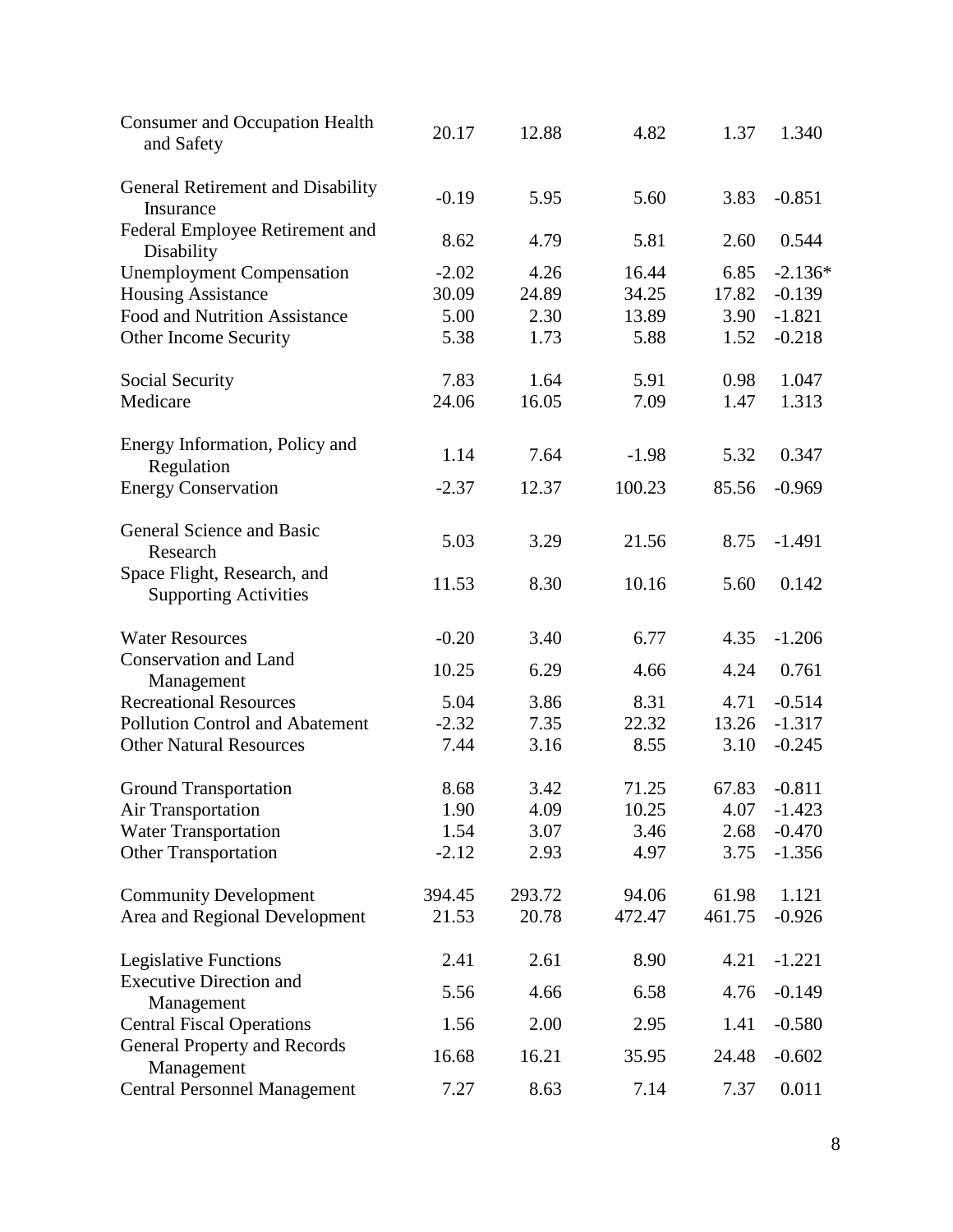| | | | | | |
|---|---|---|---|---|---|
| Consumer and Occupation Health and Safety | 20.17 | 12.88 | 4.82 | 1.37 | 1.340 |
| | | | | | |
| General Retirement and Disability Insurance | -0.19 | 5.95 | 5.60 | 3.83 | -0.851 |
| Federal Employee Retirement and Disability | 8.62 | 4.79 | 5.81 | 2.60 | 0.544 |
| Unemployment Compensation | -2.02 | 4.26 | 16.44 | 6.85 | -2.136* |
| Housing Assistance | 30.09 | 24.89 | 34.25 | 17.82 | -0.139 |
| Food and Nutrition Assistance | 5.00 | 2.30 | 13.89 | 3.90 | -1.821 |
| Other Income Security | 5.38 | 1.73 | 5.88 | 1.52 | -0.218 |
| | | | | | |
| Social Security | 7.83 | 1.64 | 5.91 | 0.98 | 1.047 |
| Medicare | 24.06 | 16.05 | 7.09 | 1.47 | 1.313 |
| | | | | | |
| Energy Information, Policy and Regulation | 1.14 | 7.64 | -1.98 | 5.32 | 0.347 |
| Energy Conservation | -2.37 | 12.37 | 100.23 | 85.56 | -0.969 |
| | | | | | |
| General Science and Basic Research | 5.03 | 3.29 | 21.56 | 8.75 | -1.491 |
| Space Flight, Research, and Supporting Activities | 11.53 | 8.30 | 10.16 | 5.60 | 0.142 |
| | | | | | |
| Water Resources | -0.20 | 3.40 | 6.77 | 4.35 | -1.206 |
| Conservation and Land Management | 10.25 | 6.29 | 4.66 | 4.24 | 0.761 |
| Recreational Resources | 5.04 | 3.86 | 8.31 | 4.71 | -0.514 |
| Pollution Control and Abatement | -2.32 | 7.35 | 22.32 | 13.26 | -1.317 |
| Other Natural Resources | 7.44 | 3.16 | 8.55 | 3.10 | -0.245 |
| | | | | | |
| Ground Transportation | 8.68 | 3.42 | 71.25 | 67.83 | -0.811 |
| Air Transportation | 1.90 | 4.09 | 10.25 | 4.07 | -1.423 |
| Water Transportation | 1.54 | 3.07 | 3.46 | 2.68 | -0.470 |
| Other Transportation | -2.12 | 2.93 | 4.97 | 3.75 | -1.356 |
| | | | | | |
| Community Development | 394.45 | 293.72 | 94.06 | 61.98 | 1.121 |
| Area and Regional Development | 21.53 | 20.78 | 472.47 | 461.75 | -0.926 |
| | | | | | |
| Legislative Functions | 2.41 | 2.61 | 8.90 | 4.21 | -1.221 |
| Executive Direction and Management | 5.56 | 4.66 | 6.58 | 4.76 | -0.149 |
| Central Fiscal Operations | 1.56 | 2.00 | 2.95 | 1.41 | -0.580 |
| General Property and Records Management | 16.68 | 16.21 | 35.95 | 24.48 | -0.602 |
| Central Personnel Management | 7.27 | 8.63 | 7.14 | 7.37 | 0.011 |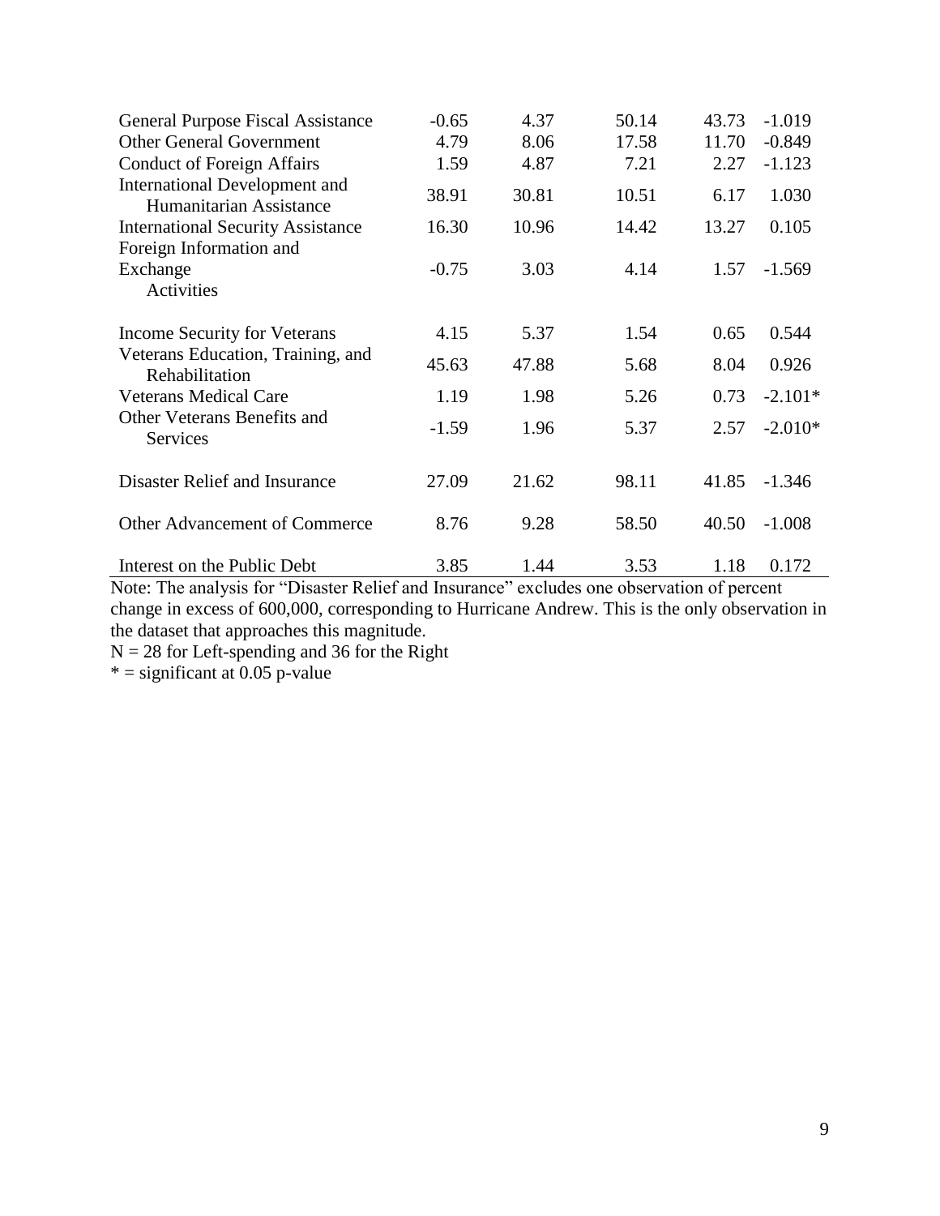| | | | | | |
|---|---|---|---|---|---|
| General Purpose Fiscal Assistance | -0.65 | 4.37 | 50.14 | 43.73 | -1.019 |
| Other General Government | 4.79 | 8.06 | 17.58 | 11.70 | -0.849 |
| Conduct of Foreign Affairs | 1.59 | 4.87 | 7.21 | 2.27 | -1.123 |
| International Development and Humanitarian Assistance | 38.91 | 30.81 | 10.51 | 6.17 | 1.030 |
| International Security Assistance | 16.30 | 10.96 | 14.42 | 13.27 | 0.105 |
| Foreign Information and Exchange Activities | -0.75 | 3.03 | 4.14 | 1.57 | -1.569 |
| Income Security for Veterans | 4.15 | 5.37 | 1.54 | 0.65 | 0.544 |
| Veterans Education, Training, and Rehabilitation | 45.63 | 47.88 | 5.68 | 8.04 | 0.926 |
| Veterans Medical Care | 1.19 | 1.98 | 5.26 | 0.73 | -2.101* |
| Other Veterans Benefits and Services | -1.59 | 1.96 | 5.37 | 2.57 | -2.010* |
| Disaster Relief and Insurance | 27.09 | 21.62 | 98.11 | 41.85 | -1.346 |
| Other Advancement of Commerce | 8.76 | 9.28 | 58.50 | 40.50 | -1.008 |
| Interest on the Public Debt | 3.85 | 1.44 | 3.53 | 1.18 | 0.172 |

Note: The analysis for "Disaster Relief and Insurance" excludes one observation of percent change in excess of 600,000, corresponding to Hurricane Andrew. This is the only observation in the dataset that approaches this magnitude.

N = 28 for Left-spending and 36 for the Right

* = significant at 0.05 p-value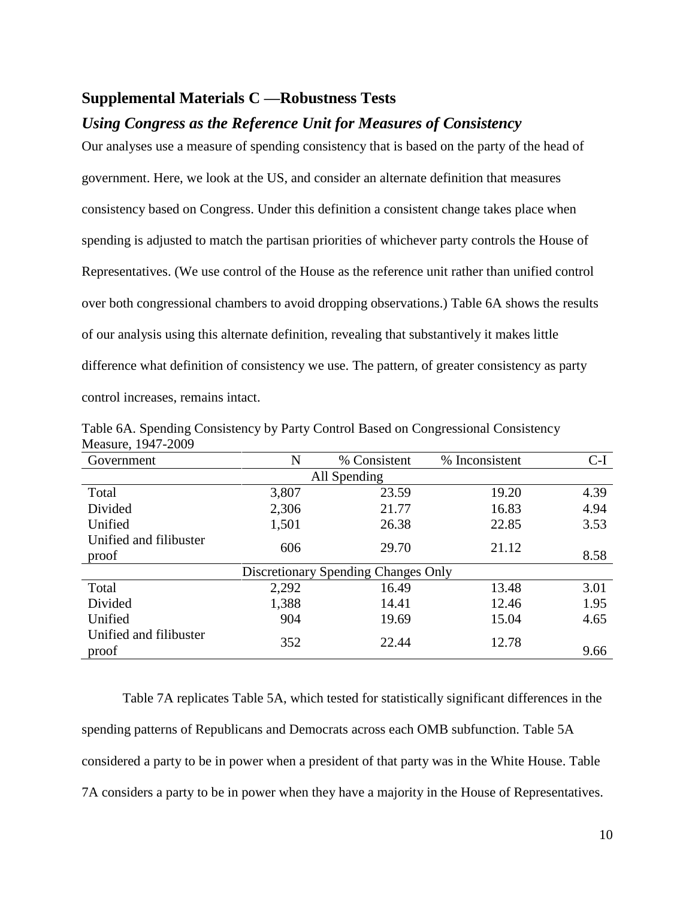## Supplemental Materials C —Robustness Tests

### *Using Congress as the Reference Unit for Measures of Consistency*

Our analyses use a measure of spending consistency that is based on the party of the head of government. Here, we look at the US, and consider an alternate definition that measures consistency based on Congress. Under this definition a consistent change takes place when spending is adjusted to match the partisan priorities of whichever party controls the House of Representatives. (We use control of the House as the reference unit rather than unified control over both congressional chambers to avoid dropping observations.) Table 6A shows the results of our analysis using this alternate definition, revealing that substantively it makes little difference what definition of consistency we use. The pattern, of greater consistency as party control increases, remains intact.

Table 6A. Spending Consistency by Party Control Based on Congressional Consistency Measure, 1947-2009

| Government | N | % Consistent | % Inconsistent | C-I |
|---|---|---|---|---|
| | | All Spending | | |
| Total | 3,807 | 23.59 | 19.20 | 4.39 |
| Divided | 2,306 | 21.77 | 16.83 | 4.94 |
| Unified | 1,501 | 26.38 | 22.85 | 3.53 |
| Unified and filibuster proof | 606 | 29.70 | 21.12 | 8.58 |
| | | Discretionary Spending Changes Only | | |
| Total | 2,292 | 16.49 | 13.48 | 3.01 |
| Divided | 1,388 | 14.41 | 12.46 | 1.95 |
| Unified | 904 | 19.69 | 15.04 | 4.65 |
| Unified and filibuster proof | 352 | 22.44 | 12.78 | 9.66 |

Table 7A replicates Table 5A, which tested for statistically significant differences in the spending patterns of Republicans and Democrats across each OMB subfunction. Table 5A considered a party to be in power when a president of that party was in the White House. Table 7A considers a party to be in power when they have a majority in the House of Representatives.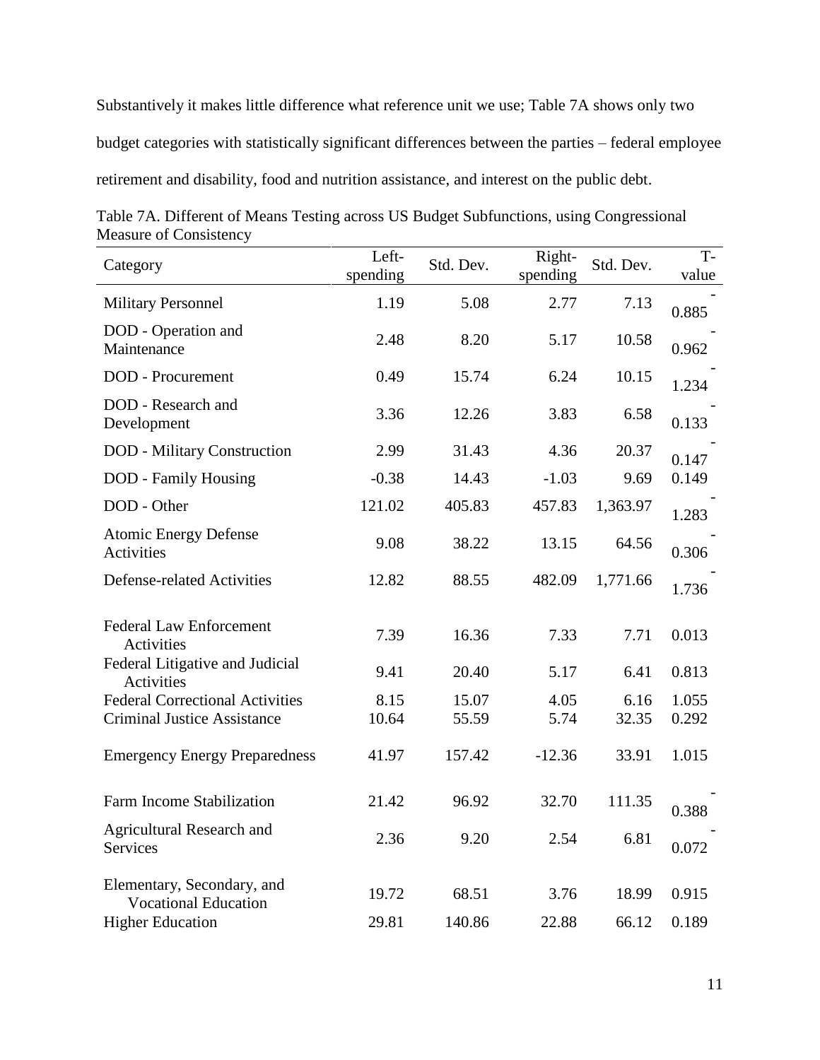Substantively it makes little difference what reference unit we use; Table 7A shows only two budget categories with statistically significant differences between the parties – federal employee retirement and disability, food and nutrition assistance, and interest on the public debt.

Table 7A. Different of Means Testing across US Budget Subfunctions, using Congressional Measure of Consistency

| Category | Left-spending | Std. Dev. | Right-spending | Std. Dev. | T-value |
|---|---|---|---|---|---|
| Military Personnel | 1.19 | 5.08 | 2.77 | 7.13 | -0.885 |
| DOD - Operation and Maintenance | 2.48 | 8.20 | 5.17 | 10.58 | -0.962 |
| DOD - Procurement | 0.49 | 15.74 | 6.24 | 10.15 | -1.234 |
| DOD - Research and Development | 3.36 | 12.26 | 3.83 | 6.58 | -0.133 |
| DOD - Military Construction | 2.99 | 31.43 | 4.36 | 20.37 | -0.147 |
| DOD - Family Housing | -0.38 | 14.43 | -1.03 | 9.69 | 0.149 |
| DOD - Other | 121.02 | 405.83 | 457.83 | 1,363.97 | -1.283 |
| Atomic Energy Defense Activities | 9.08 | 38.22 | 13.15 | 64.56 | -0.306 |
| Defense-related Activities | 12.82 | 88.55 | 482.09 | 1,771.66 | -1.736 |
| Federal Law Enforcement Activities | 7.39 | 16.36 | 7.33 | 7.71 | 0.013 |
| Federal Litigative and Judicial Activities | 9.41 | 20.40 | 5.17 | 6.41 | 0.813 |
| Federal Correctional Activities | 8.15 | 15.07 | 4.05 | 6.16 | 1.055 |
| Criminal Justice Assistance | 10.64 | 55.59 | 5.74 | 32.35 | 0.292 |
| Emergency Energy Preparedness | 41.97 | 157.42 | -12.36 | 33.91 | 1.015 |
| Farm Income Stabilization | 21.42 | 96.92 | 32.70 | 111.35 | -0.388 |
| Agricultural Research and Services | 2.36 | 9.20 | 2.54 | 6.81 | -0.072 |
| Elementary, Secondary, and Vocational Education | 19.72 | 68.51 | 3.76 | 18.99 | 0.915 |
| Higher Education | 29.81 | 140.86 | 22.88 | 66.12 | 0.189 |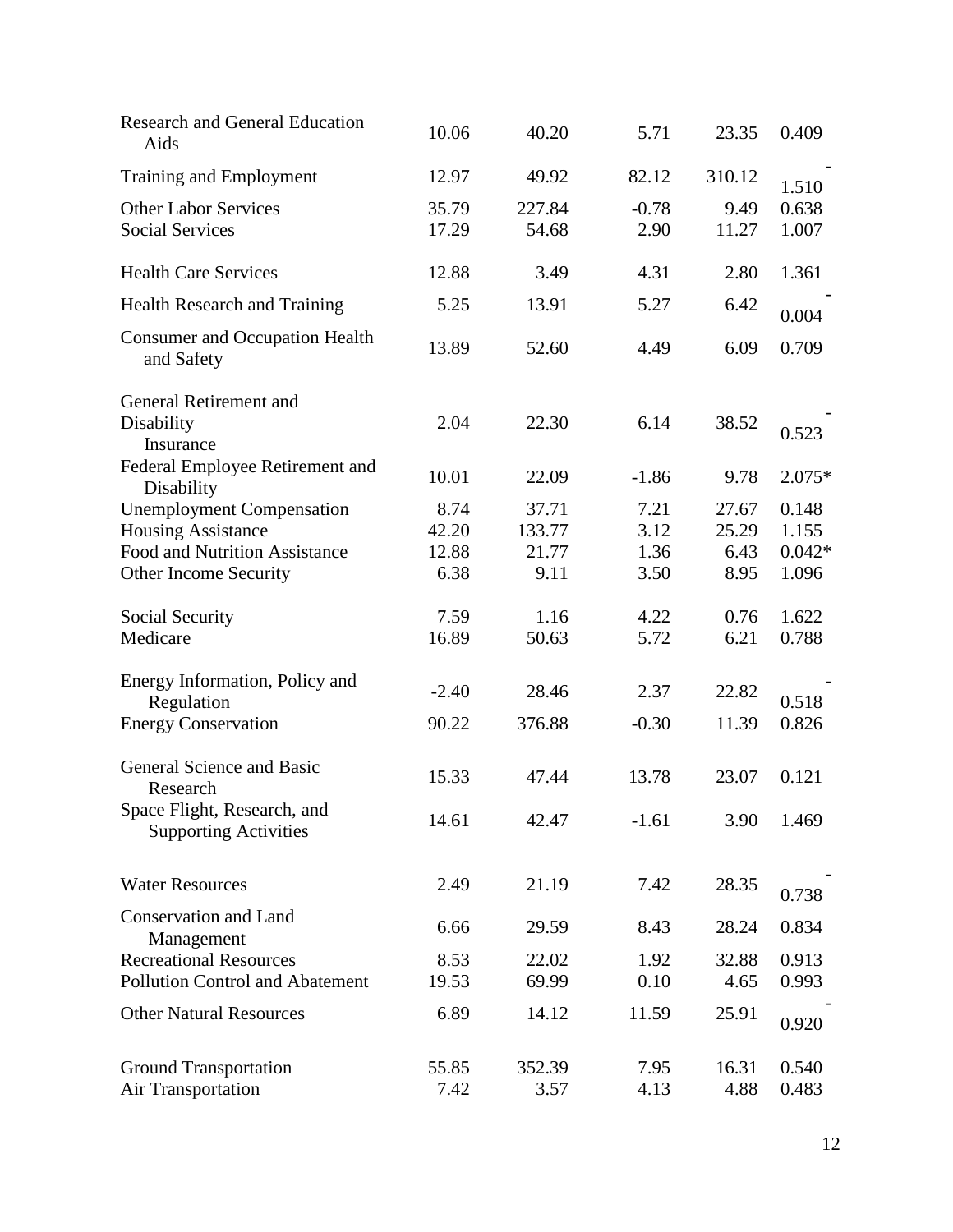| | | | | | |
|---|---|---|---|---|---|
| Research and General Education Aids | 10.06 | 40.20 | 5.71 | 23.35 | 0.409 |
| Training and Employment | 12.97 | 49.92 | 82.12 | 310.12 | -1.510 |
| Other Labor Services | 35.79 | 227.84 | -0.78 | 9.49 | 0.638 |
| Social Services | 17.29 | 54.68 | 2.90 | 11.27 | 1.007 |
| Health Care Services | 12.88 | 3.49 | 4.31 | 2.80 | 1.361 |
| Health Research and Training | 5.25 | 13.91 | 5.27 | 6.42 | -0.004 |
| Consumer and Occupation Health and Safety | 13.89 | 52.60 | 4.49 | 6.09 | 0.709 |
| General Retirement and Disability Insurance | 2.04 | 22.30 | 6.14 | 38.52 | -0.523 |
| Federal Employee Retirement and Disability | 10.01 | 22.09 | -1.86 | 9.78 | 2.075* |
| Unemployment Compensation | 8.74 | 37.71 | 7.21 | 27.67 | 0.148 |
| Housing Assistance | 42.20 | 133.77 | 3.12 | 25.29 | 1.155 |
| Food and Nutrition Assistance | 12.88 | 21.77 | 1.36 | 6.43 | 0.042* |
| Other Income Security | 6.38 | 9.11 | 3.50 | 8.95 | 1.096 |
| Social Security | 7.59 | 1.16 | 4.22 | 0.76 | 1.622 |
| Medicare | 16.89 | 50.63 | 5.72 | 6.21 | 0.788 |
| Energy Information, Policy and Regulation | -2.40 | 28.46 | 2.37 | 22.82 | -0.518 |
| Energy Conservation | 90.22 | 376.88 | -0.30 | 11.39 | 0.826 |
| General Science and Basic Research | 15.33 | 47.44 | 13.78 | 23.07 | 0.121 |
| Space Flight, Research, and Supporting Activities | 14.61 | 42.47 | -1.61 | 3.90 | 1.469 |
| Water Resources | 2.49 | 21.19 | 7.42 | 28.35 | -0.738 |
| Conservation and Land Management | 6.66 | 29.59 | 8.43 | 28.24 | 0.834 |
| Recreational Resources | 8.53 | 22.02 | 1.92 | 32.88 | 0.913 |
| Pollution Control and Abatement | 19.53 | 69.99 | 0.10 | 4.65 | 0.993 |
| Other Natural Resources | 6.89 | 14.12 | 11.59 | 25.91 | -0.920 |
| Ground Transportation | 55.85 | 352.39 | 7.95 | 16.31 | 0.540 |
| Air Transportation | 7.42 | 3.57 | 4.13 | 4.88 | 0.483 |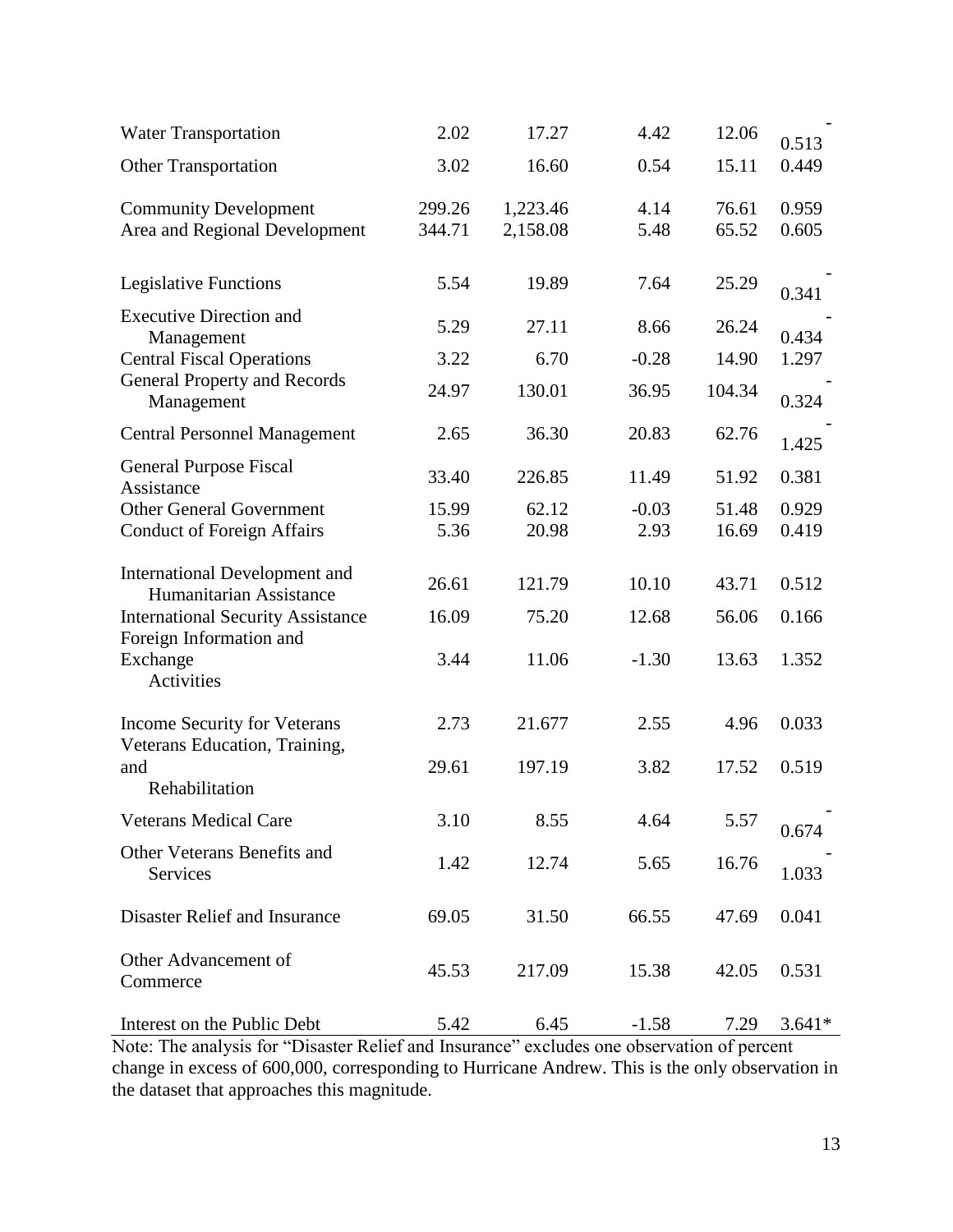| | | | | | |
|---|---|---|---|---|---|
| Water Transportation | 2.02 | 17.27 | 4.42 | 12.06 | -0.513 |
| Other Transportation | 3.02 | 16.60 | 0.54 | 15.11 | 0.449 |
| Community Development | 299.26 | 1,223.46 | 4.14 | 76.61 | 0.959 |
| Area and Regional Development | 344.71 | 2,158.08 | 5.48 | 65.52 | 0.605 |
| Legislative Functions | 5.54 | 19.89 | 7.64 | 25.29 | -0.341 |
| Executive Direction and Management | 5.29 | 27.11 | 8.66 | 26.24 | -0.434 |
| Central Fiscal Operations | 3.22 | 6.70 | -0.28 | 14.90 | 1.297 |
| General Property and Records Management | 24.97 | 130.01 | 36.95 | 104.34 | -0.324 |
| Central Personnel Management | 2.65 | 36.30 | 20.83 | 62.76 | -1.425 |
| General Purpose Fiscal Assistance | 33.40 | 226.85 | 11.49 | 51.92 | 0.381 |
| Other General Government | 15.99 | 62.12 | -0.03 | 51.48 | 0.929 |
| Conduct of Foreign Affairs | 5.36 | 20.98 | 2.93 | 16.69 | 0.419 |
| International Development and Humanitarian Assistance | 26.61 | 121.79 | 10.10 | 43.71 | 0.512 |
| International Security Assistance | 16.09 | 75.20 | 12.68 | 56.06 | 0.166 |
| Foreign Information and Exchange Activities | 3.44 | 11.06 | -1.30 | 13.63 | 1.352 |
| Income Security for Veterans | 2.73 | 21.677 | 2.55 | 4.96 | 0.033 |
| Veterans Education, Training, and Rehabilitation | 29.61 | 197.19 | 3.82 | 17.52 | 0.519 |
| Veterans Medical Care | 3.10 | 8.55 | 4.64 | 5.57 | -0.674 |
| Other Veterans Benefits and Services | 1.42 | 12.74 | 5.65 | 16.76 | -1.033 |
| Disaster Relief and Insurance | 69.05 | 31.50 | 66.55 | 47.69 | 0.041 |
| Other Advancement of Commerce | 45.53 | 217.09 | 15.38 | 42.05 | 0.531 |
| Interest on the Public Debt | 5.42 | 6.45 | -1.58 | 7.29 | 3.641* |

Note: The analysis for "Disaster Relief and Insurance" excludes one observation of percent change in excess of 600,000, corresponding to Hurricane Andrew. This is the only observation in the dataset that approaches this magnitude.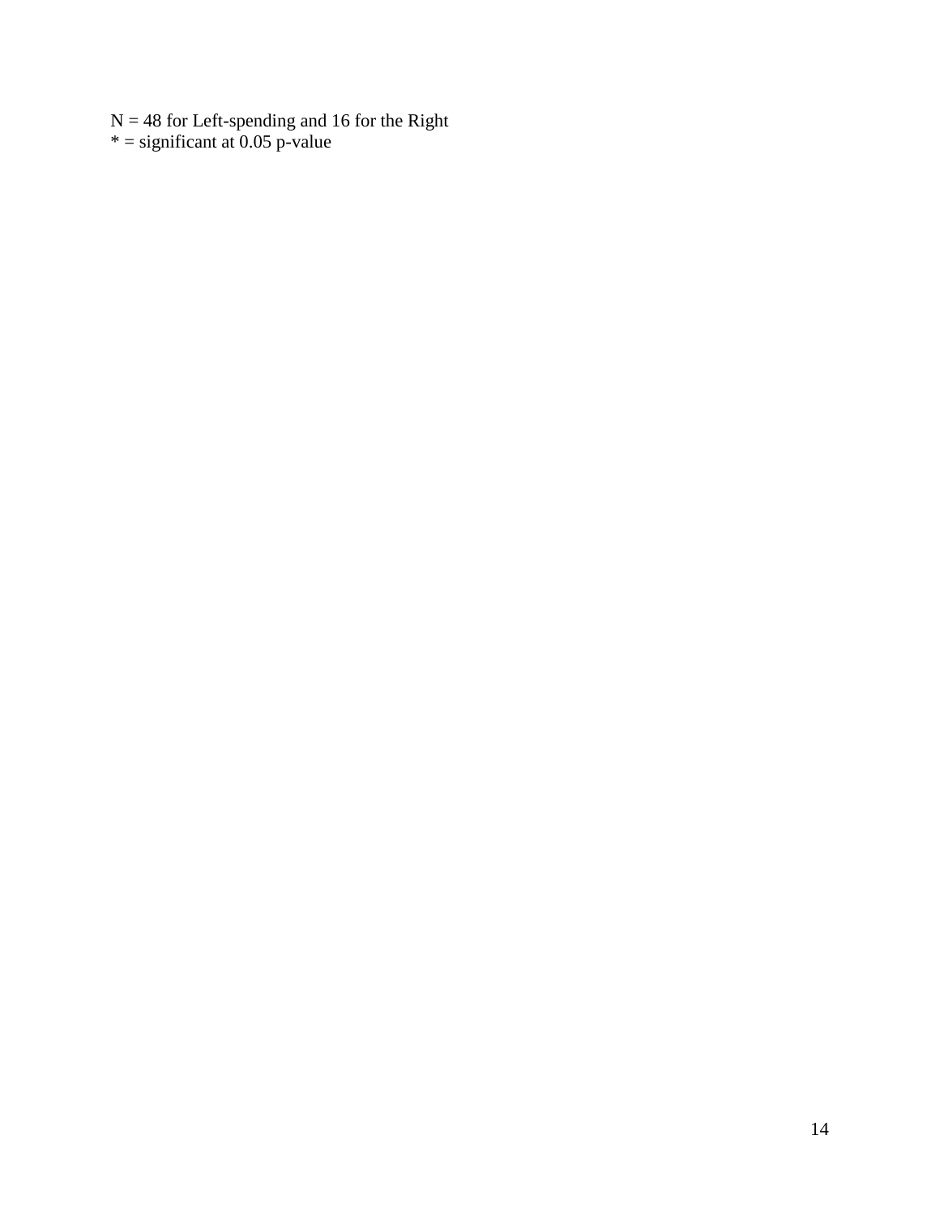N = 48 for Left-spending and 16 for the Right
* = significant at 0.05 p-value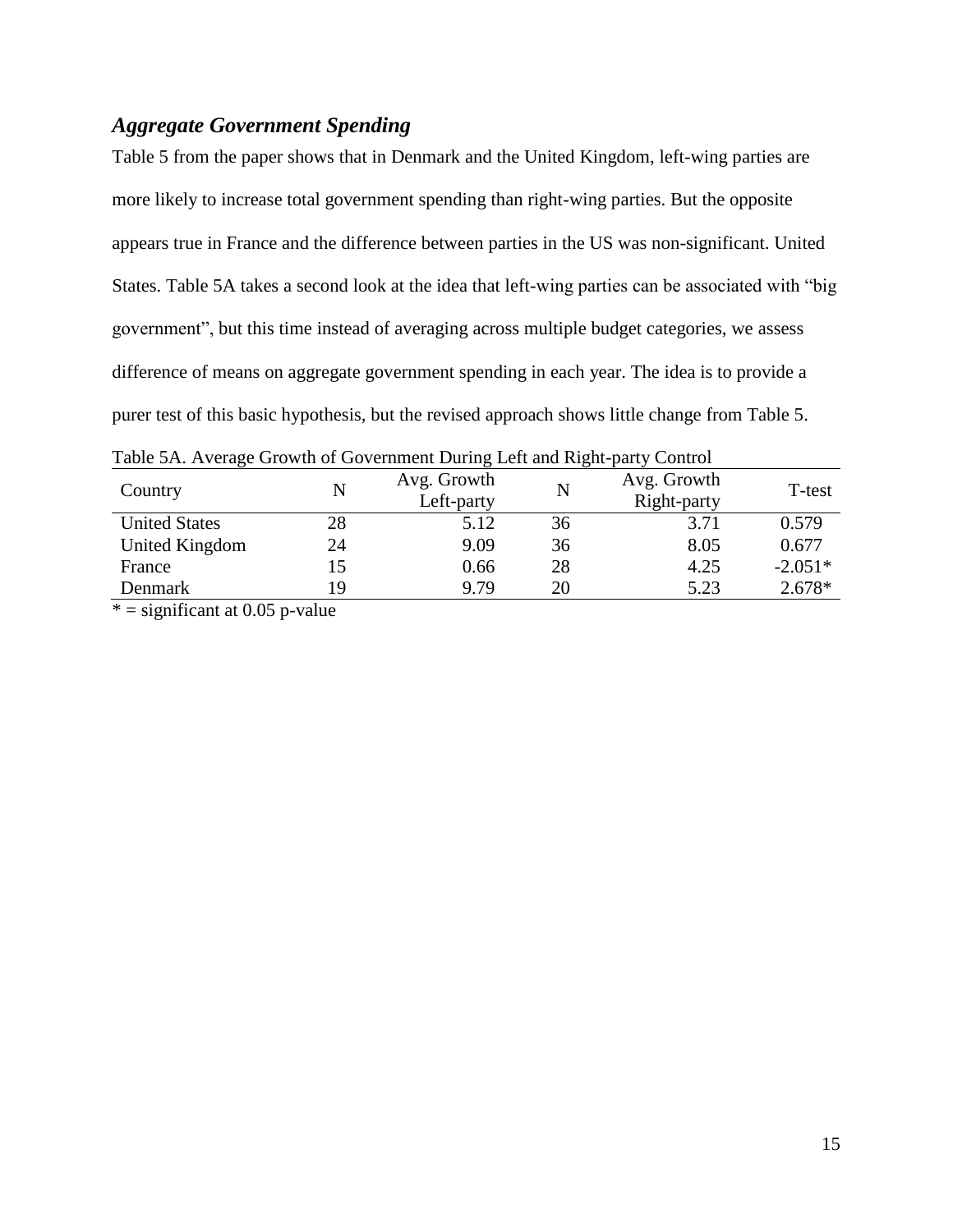### *Aggregate Government Spending*

Table 5 from the paper shows that in Denmark and the United Kingdom, left-wing parties are more likely to increase total government spending than right-wing parties. But the opposite appears true in France and the difference between parties in the US was non-significant. United States. Table 5A takes a second look at the idea that left-wing parties can be associated with "big government", but this time instead of averaging across multiple budget categories, we assess difference of means on aggregate government spending in each year. The idea is to provide a purer test of this basic hypothesis, but the revised approach shows little change from Table 5.

Table 5A. Average Growth of Government During Left and Right-party Control

| Country | N | Avg. Growth Left-party | N | Avg. Growth Right-party | T-test |
|---|---|---|---|---|---|
| United States | 28 | 5.12 | 36 | 3.71 | 0.579 |
| United Kingdom | 24 | 9.09 | 36 | 8.05 | 0.677 |
| France | 15 | 0.66 | 28 | 4.25 | -2.051* |
| Denmark | 19 | 9.79 | 20 | 5.23 | 2.678* |

* = significant at 0.05 p-value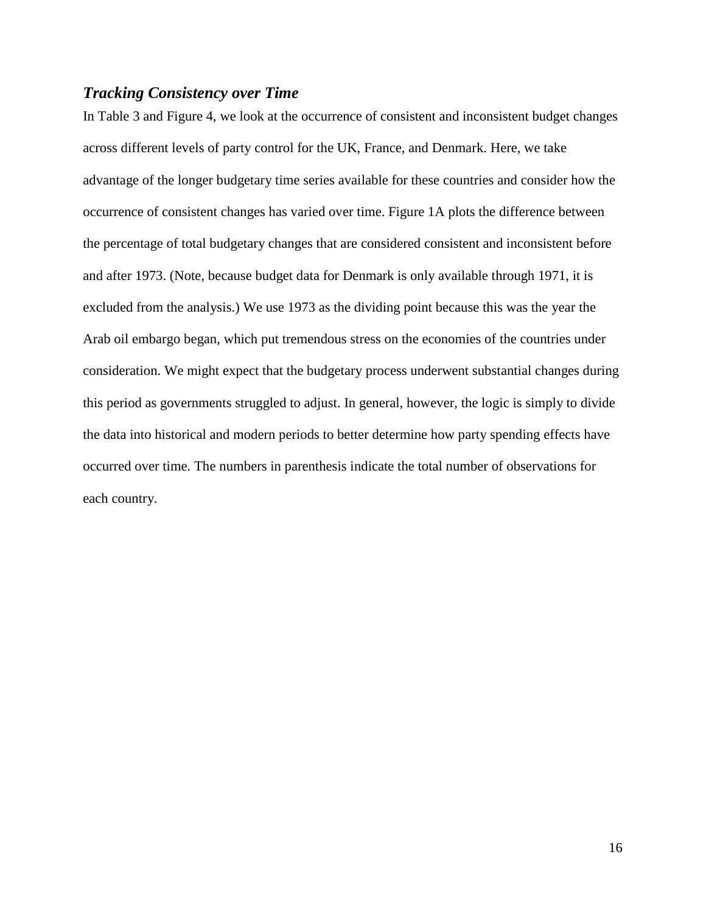### *Tracking Consistency over Time*

In Table 3 and Figure 4, we look at the occurrence of consistent and inconsistent budget changes across different levels of party control for the UK, France, and Denmark. Here, we take advantage of the longer budgetary time series available for these countries and consider how the occurrence of consistent changes has varied over time. Figure 1A plots the difference between the percentage of total budgetary changes that are considered consistent and inconsistent before and after 1973. (Note, because budget data for Denmark is only available through 1971, it is excluded from the analysis.) We use 1973 as the dividing point because this was the year the Arab oil embargo began, which put tremendous stress on the economies of the countries under consideration. We might expect that the budgetary process underwent substantial changes during this period as governments struggled to adjust. In general, however, the logic is simply to divide the data into historical and modern periods to better determine how party spending effects have occurred over time. The numbers in parenthesis indicate the total number of observations for each country.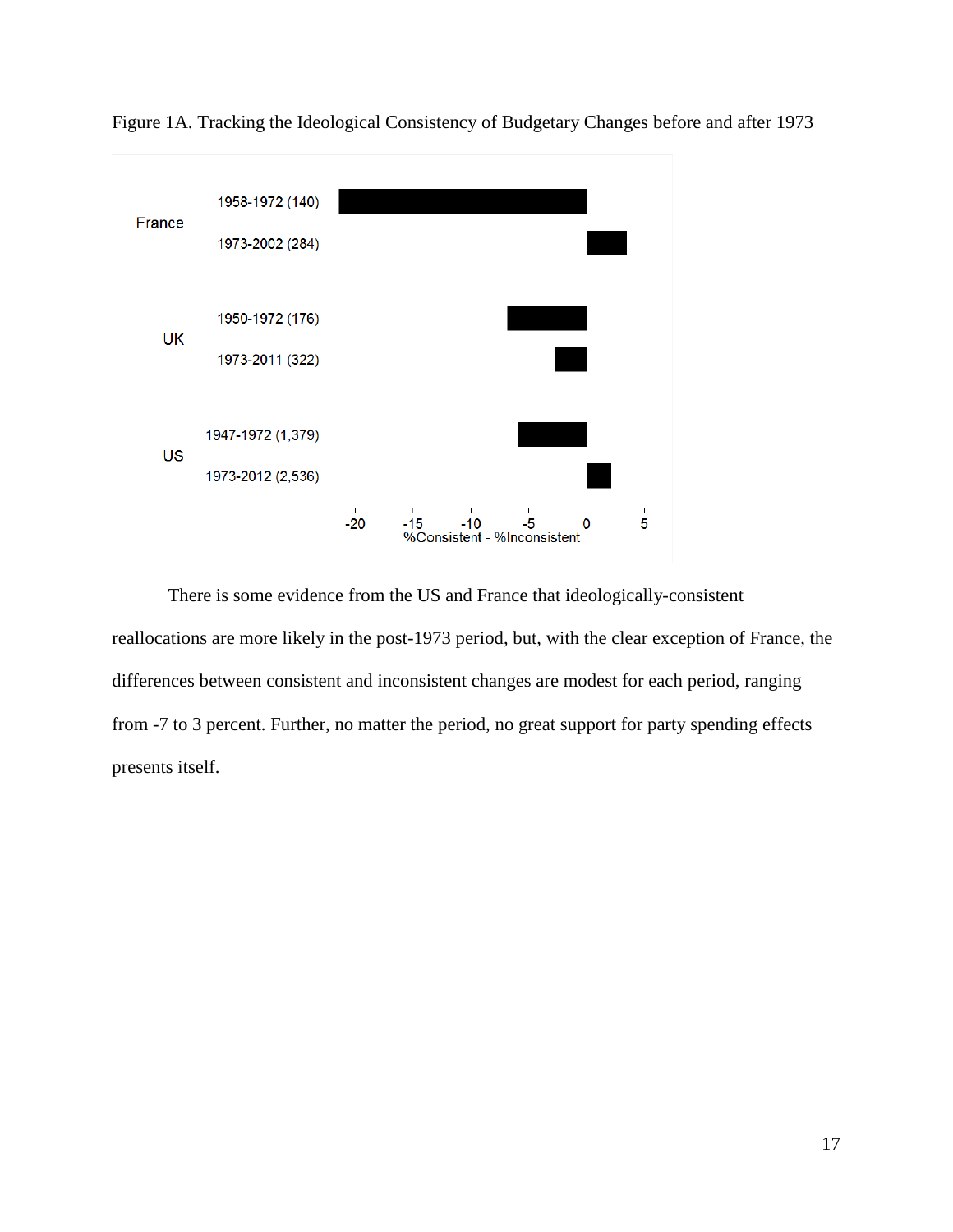Figure 1A. Tracking the Ideological Consistency of Budgetary Changes before and after 1973

There is some evidence from the US and France that ideologically-consistent reallocations are more likely in the post-1973 period, but, with the clear exception of France, the differences between consistent and inconsistent changes are modest for each period, ranging from -7 to 3 percent. Further, no matter the period, no great support for party spending effects presents itself.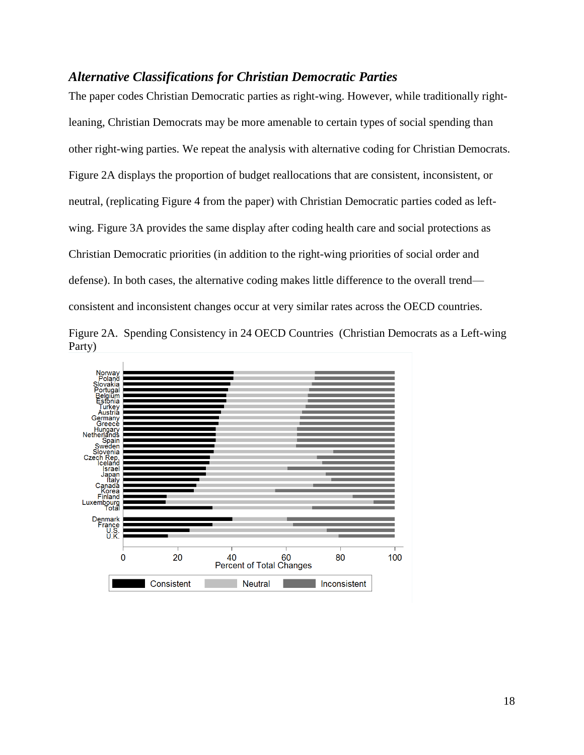### *Alternative Classifications for Christian Democratic Parties*

The paper codes Christian Democratic parties as right-wing. However, while traditionally right-leaning, Christian Democrats may be more amenable to certain types of social spending than other right-wing parties. We repeat the analysis with alternative coding for Christian Democrats. Figure 2A displays the proportion of budget reallocations that are consistent, inconsistent, or neutral, (replicating Figure 4 from the paper) with Christian Democratic parties coded as left-wing. Figure 3A provides the same display after coding health care and social protections as Christian Democratic priorities (in addition to the right-wing priorities of social order and defense). In both cases, the alternative coding makes little difference to the overall trend—consistent and inconsistent changes occur at very similar rates across the OECD countries.

Figure 2A. Spending Consistency in 24 OECD Countries (Christian Democrats as a Left-wing Party)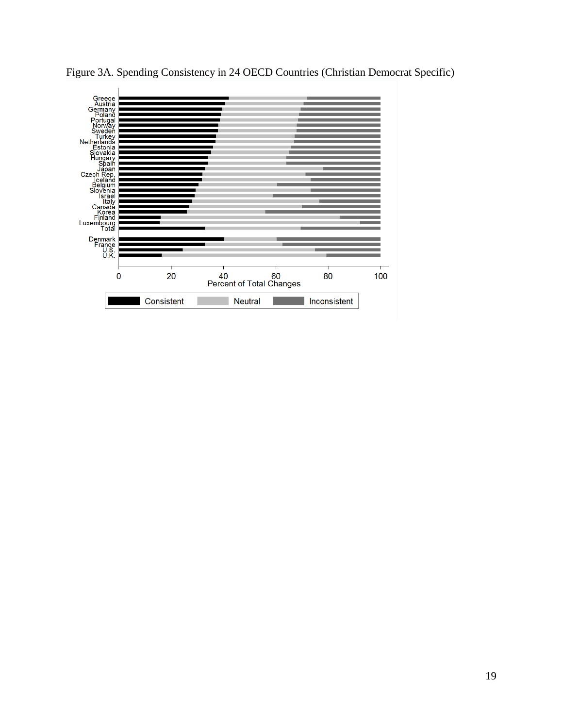Figure 3A. Spending Consistency in 24 OECD Countries (Christian Democrat Specific)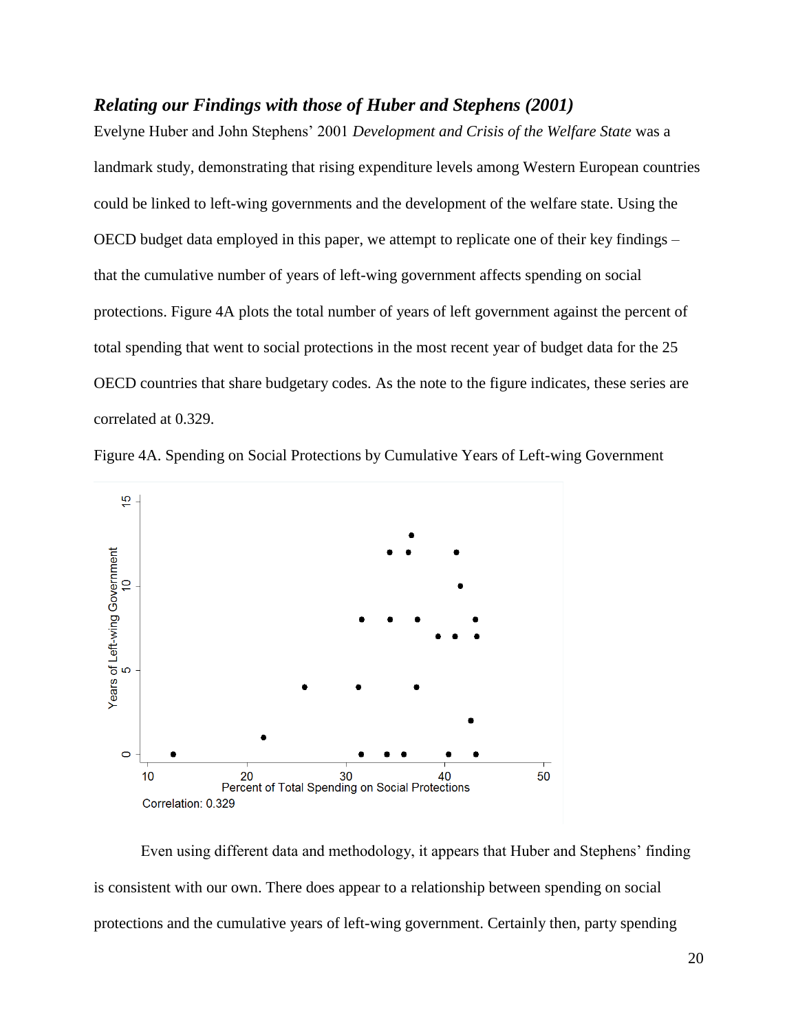### *Relating our Findings with those of Huber and Stephens (2001)*

Evelyne Huber and John Stephens' 2001 *Development and Crisis of the Welfare State* was a landmark study, demonstrating that rising expenditure levels among Western European countries could be linked to left-wing governments and the development of the welfare state. Using the OECD budget data employed in this paper, we attempt to replicate one of their key findings – that the cumulative number of years of left-wing government affects spending on social protections. Figure 4A plots the total number of years of left government against the percent of total spending that went to social protections in the most recent year of budget data for the 25 OECD countries that share budgetary codes. As the note to the figure indicates, these series are correlated at 0.329.

Figure 4A. Spending on Social Protections by Cumulative Years of Left-wing Government

Correlation: 0.329

Even using different data and methodology, it appears that Huber and Stephens' finding is consistent with our own. There does appear to a relationship between spending on social protections and the cumulative years of left-wing government. Certainly then, party spending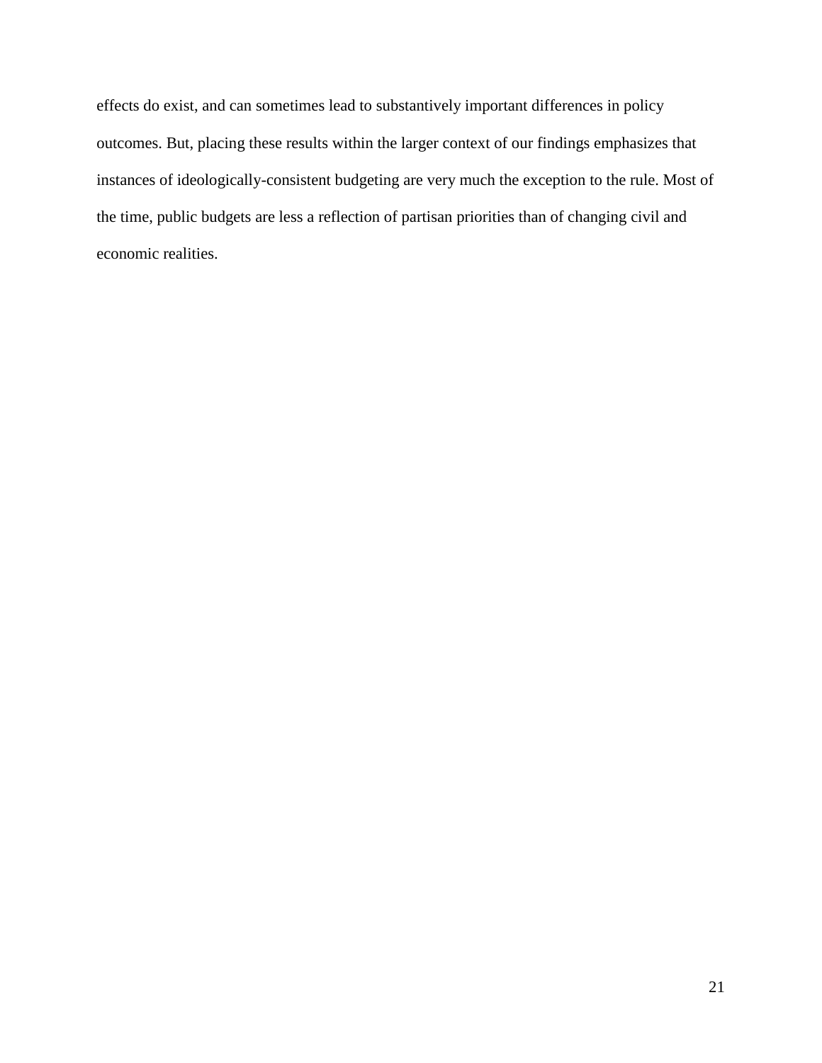effects do exist, and can sometimes lead to substantively important differences in policy outcomes. But, placing these results within the larger context of our findings emphasizes that instances of ideologically-consistent budgeting are very much the exception to the rule. Most of the time, public budgets are less a reflection of partisan priorities than of changing civil and economic realities.